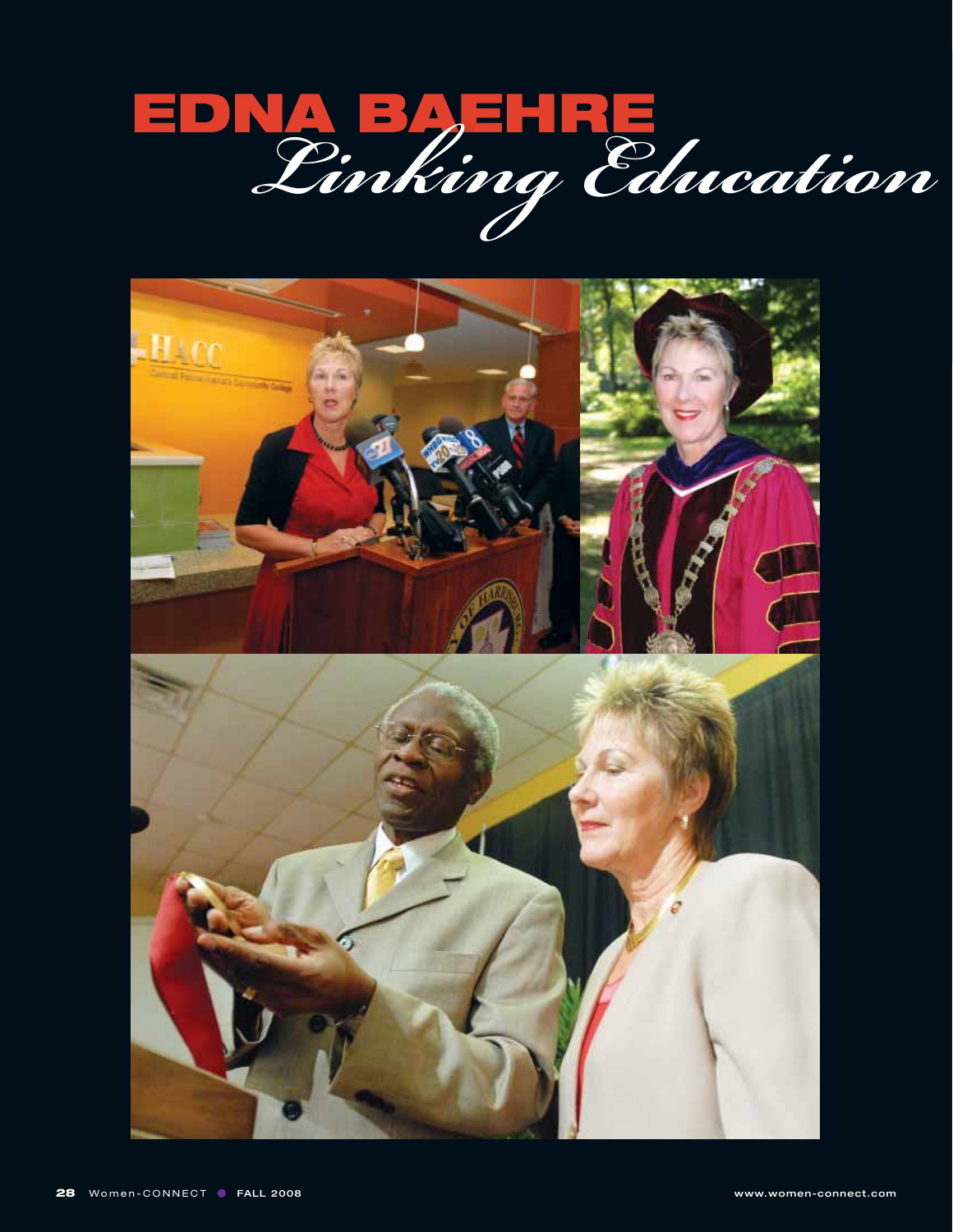# EDNA BAEHRE

## *Linking Education*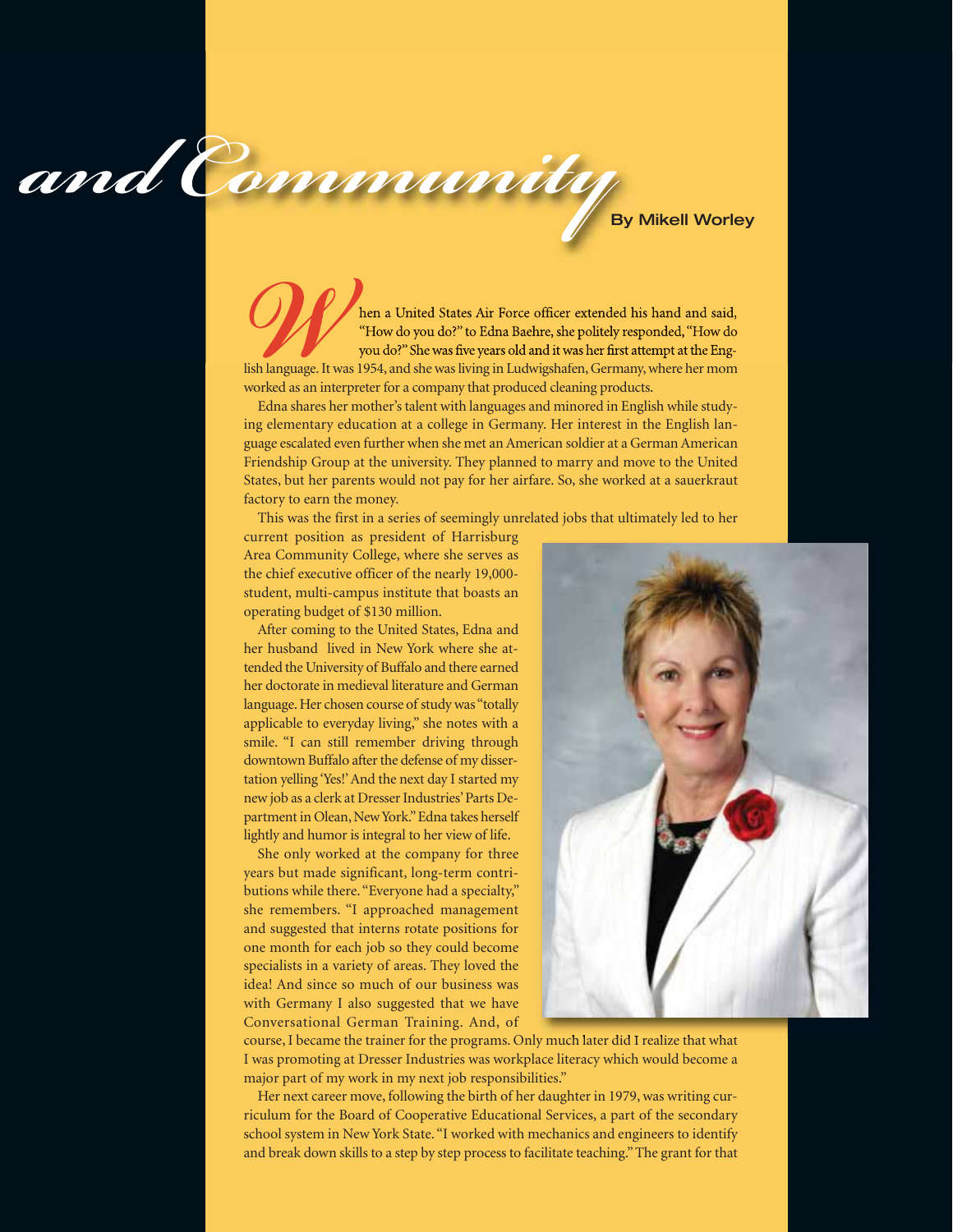# *and Community*

By Mikell Worley

When a United States Air Force officer extended his hand and said, "How do you do?" to Edna Baehre, she politely responded, "How do you do?" She was five years old and it was her first attempt at the English language. It was 1954, and she was living in Ludwigshafen, Germany, where her mom worked as an interpreter for a company that produced cleaning products.

Edna shares her mother's talent with languages and minored in English while studying elementary education at a college in Germany. Her interest in the English language escalated even further when she met an American soldier at a German American Friendship Group at the university. They planned to marry and move to the United States, but her parents would not pay for her airfare. So, she worked at a sauerkraut factory to earn the money.

This was the first in a series of seemingly unrelated jobs that ultimately led to her current position as president of Harrisburg Area Community College, where she serves as the chief executive officer of the nearly 19,000-student, multi-campus institute that boasts an operating budget of $130 million.

After coming to the United States, Edna and her husband lived in New York where she attended the University of Buffalo and there earned her doctorate in medieval literature and German language. Her chosen course of study was "totally applicable to everyday living," she notes with a smile. "I can still remember driving through downtown Buffalo after the defense of my dissertation yelling 'Yes!' And the next day I started my new job as a clerk at Dresser Industries' Parts Department in Olean, New York." Edna takes herself lightly and humor is integral to her view of life.

She only worked at the company for three years but made significant, long-term contributions while there. "Everyone had a specialty," she remembers. "I approached management and suggested that interns rotate positions for one month for each job so they could become specialists in a variety of areas. They loved the idea! And since so much of our business was with Germany I also suggested that we have Conversational German Training. And, of course, I became the trainer for the programs. Only much later did I realize that what I was promoting at Dresser Industries was workplace literacy which would become a major part of my work in my next job responsibilities."

Her next career move, following the birth of her daughter in 1979, was writing curriculum for the Board of Cooperative Educational Services, a part of the secondary school system in New York State. "I worked with mechanics and engineers to identify and break down skills to a step by step process to facilitate teaching." The grant for that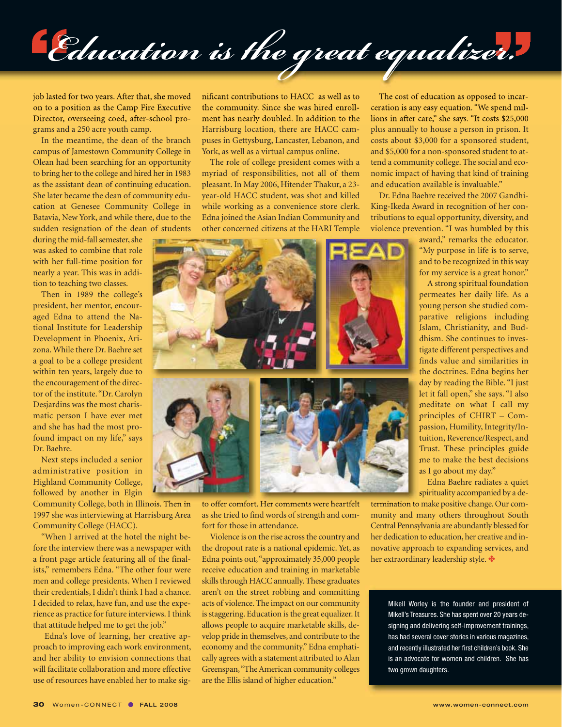# "Education is the great equalizer."

job lasted for two years. After that, she moved on to a position as the Camp Fire Executive Director, overseeing coed, after-school programs and a 250 acre youth camp.

In the meantime, the dean of the branch campus of Jamestown Community College in Olean had been searching for an opportunity to bring her to the college and hired her in 1983 as the assistant dean of continuing education. She later became the dean of community education at Genesee Community College in Batavia, New York, and while there, due to the sudden resignation of the dean of students during the mid-fall semester, she was asked to combine that role with her full-time position for nearly a year. This was in addition to teaching two classes.

Then in 1989 the college's president, her mentor, encouraged Edna to attend the National Institute for Leadership Development in Phoenix, Arizona. While there Dr. Baehre set a goal to be a college president within ten years, largely due to the encouragement of the director of the institute. "Dr. Carolyn Desjardins was the most charismatic person I have ever met and she has had the most profound impact on my life," says Dr. Baehre.

Next steps included a senior administrative position in Highland Community College, followed by another in Elgin Community College, both in Illinois. Then in 1997 she was interviewing at Harrisburg Area Community College (HACC).

"When I arrived at the hotel the night before the interview there was a newspaper with a front page article featuring all of the finalists," remembers Edna. "The other four were men and college presidents. When I reviewed their credentials, I didn't think I had a chance. I decided to relax, have fun, and use the experience as practice for future interviews. I think that attitude helped me to get the job."

Edna's love of learning, her creative approach to improving each work environment, and her ability to envision connections that will facilitate collaboration and more effective use of resources have enabled her to make significant contributions to HACC as well as to the community. Since she was hired enrollment has nearly doubled. In addition to the Harrisburg location, there are HACC campuses in Gettysburg, Lancaster, Lebanon, and York, as well as a virtual campus online.

The role of college president comes with a myriad of responsibilities, not all of them pleasant. In May 2006, Hitender Thakur, a 23-year-old HACC student, was shot and killed while working as a convenience store clerk. Edna joined the Asian Indian Community and other concerned citizens at the HARI Temple to offer comfort. Her comments were heartfelt as she tried to find words of strength and comfort for those in attendance.

Violence is on the rise across the country and the dropout rate is a national epidemic. Yet, as Edna points out, "approximately 35,000 people receive education and training in marketable skills through HACC annually. These graduates aren't on the street robbing and committing acts of violence. The impact on our community is staggering. Education is the great equalizer. It allows people to acquire marketable skills, develop pride in themselves, and contribute to the economy and the community." Edna emphatically agrees with a statement attributed to Alan Greenspan, "The American community colleges are the Ellis island of higher education."

The cost of education as opposed to incarceration is any easy equation. "We spend millions in after care," she says. "It costs $25,000 plus annually to house a person in prison. It costs about $3,000 for a sponsored student, and $5,000 for a non-sponsored student to attend a community college. The social and economic impact of having that kind of training and education available is invaluable."

Dr. Edna Baehre received the 2007 Gandhi-King-Ikeda Award in recognition of her contributions to equal opportunity, diversity, and violence prevention. "I was humbled by this award," remarks the educator. "My purpose in life is to serve, and to be recognized in this way for my service is a great honor."

A strong spiritual foundation permeates her daily life. As a young person she studied comparative religions including Islam, Christianity, and Buddhism. She continues to investigate different perspectives and finds value and similarities in the doctrines. Edna begins her day by reading the Bible. "I just let it fall open," she says. "I also meditate on what I call my principles of CHIRT – Compassion, Humility, Integrity/Intuition, Reverence/Respect, and Trust. These principles guide me to make the best decisions as I go about my day."

Edna Baehre radiates a quiet spirituality accompanied by a determination to make positive change. Our community and many others throughout South Central Pennsylvania are abundantly blessed for her dedication to education, her creative and innovative approach to expanding services, and her extraordinary leadership style. ✤

Mikell Worley is the founder and president of Mikell's Treasures. She has spent over 20 years designing and delivering self-improvement trainings, has had several cover stories in various magazines, and recently illustrated her first children's book. She is an advocate for women and children. She has two grown daughters.